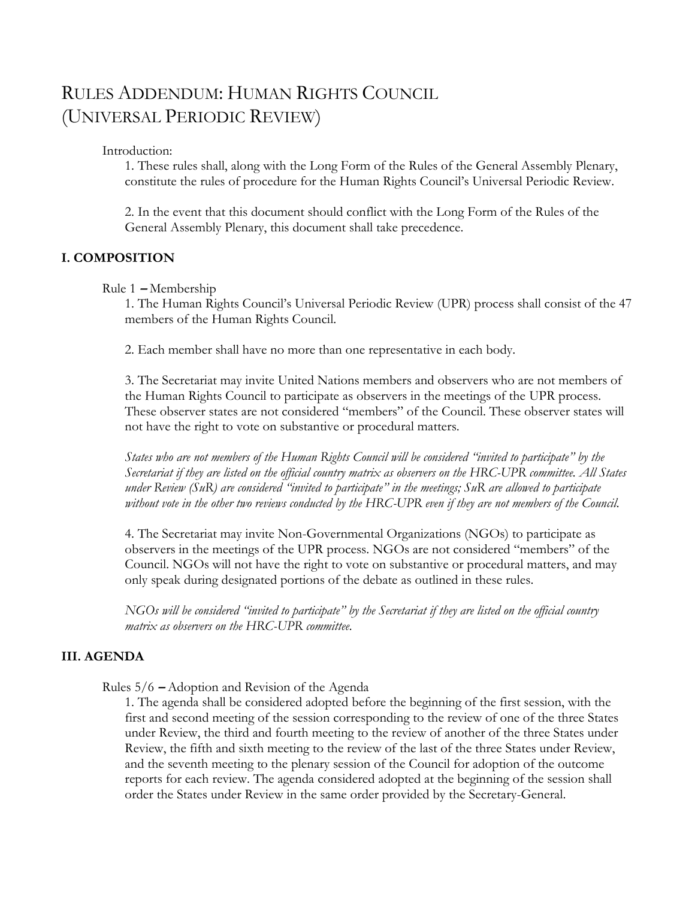# RULES ADDENDUM: HUMAN RIGHTS COUNCIL (UNIVERSAL PERIODIC REVIEW)

Introduction:

1. These rules shall, along with the Long Form of the Rules of the General Assembly Plenary, constitute the rules of procedure for the Human Rights Council's Universal Periodic Review.

2. In the event that this document should conflict with the Long Form of the Rules of the General Assembly Plenary, this document shall take precedence.

## I. COMPOSITION

Rule 1 – Membership

1. The Human Rights Council's Universal Periodic Review (UPR) process shall consist of the 47 members of the Human Rights Council.

2. Each member shall have no more than one representative in each body.

3. The Secretariat may invite United Nations members and observers who are not members of the Human Rights Council to participate as observers in the meetings of the UPR process. These observer states are not considered "members" of the Council. These observer states will not have the right to vote on substantive or procedural matters.

*States who are not members of the Human Rights Council will be considered "invited to participate" by the Secretariat if they are listed on the official country matrix as observers on the HRC-UPR committee. All States under Review (SuR) are considered "invited to participate" in the meetings; SuR are allowed to participate without vote in the other two reviews conducted by the HRC-UPR even if they are not members of the Council.*

4. The Secretariat may invite Non-Governmental Organizations (NGOs) to participate as observers in the meetings of the UPR process. NGOs are not considered "members" of the Council. NGOs will not have the right to vote on substantive or procedural matters, and may only speak during designated portions of the debate as outlined in these rules.

*NGOs will be considered "invited to participate" by the Secretariat if they are listed on the official country matrix as observers on the HRC-UPR committee.*

## III. AGENDA

Rules 5/6 – Adoption and Revision of the Agenda

1. The agenda shall be considered adopted before the beginning of the first session, with the first and second meeting of the session corresponding to the review of one of the three States under Review, the third and fourth meeting to the review of another of the three States under Review, the fifth and sixth meeting to the review of the last of the three States under Review, and the seventh meeting to the plenary session of the Council for adoption of the outcome reports for each review. The agenda considered adopted at the beginning of the session shall order the States under Review in the same order provided by the Secretary-General.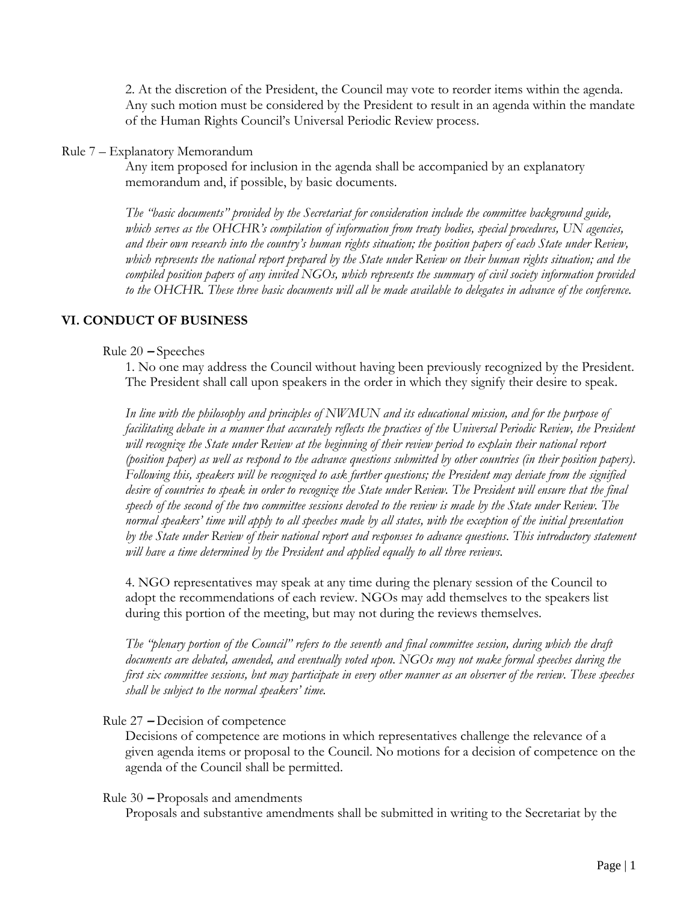2. At the discretion of the President, the Council may vote to reorder items within the agenda. Any such motion must be considered by the President to result in an agenda within the mandate of the Human Rights Council's Universal Periodic Review process.

Rule 7 – Explanatory Memorandum

Any item proposed for inclusion in the agenda shall be accompanied by an explanatory memorandum and, if possible, by basic documents.

*The "basic documents" provided by the Secretariat for consideration include the committee background guide, which serves as the OHCHR's compilation of information from treaty bodies, special procedures, UN agencies, and their own research into the country's human rights situation; the position papers of each State under Review, which represents the national report prepared by the State under Review on their human rights situation; and the compiled position papers of any invited NGOs, which represents the summary of civil society information provided to the OHCHR. These three basic documents will all be made available to delegates in advance of the conference.*

## VI. CONDUCT OF BUSINESS

Rule 20 – Speeches

1. No one may address the Council without having been previously recognized by the President. The President shall call upon speakers in the order in which they signify their desire to speak.

*In line with the philosophy and principles of NWMUN and its educational mission, and for the purpose of facilitating debate in a manner that accurately reflects the practices of the Universal Periodic Review, the President will recognize the State under Review at the beginning of their review period to explain their national report (position paper) as well as respond to the advance questions submitted by other countries (in their position papers). Following this, speakers will be recognized to ask further questions; the President may deviate from the signified desire of countries to speak in order to recognize the State under Review. The President will ensure that the final speech of the second of the two committee sessions devoted to the review is made by the State under Review. The normal speakers' time will apply to all speeches made by all states, with the exception of the initial presentation by the State under Review of their national report and responses to advance questions. This introductory statement will have a time determined by the President and applied equally to all three reviews.*

4. NGO representatives may speak at any time during the plenary session of the Council to adopt the recommendations of each review. NGOs may add themselves to the speakers list during this portion of the meeting, but may not during the reviews themselves.

*The "plenary portion of the Council" refers to the seventh and final committee session, during which the draft documents are debated, amended, and eventually voted upon. NGOs may not make formal speeches during the first six committee sessions, but may participate in every other manner as an observer of the review. These speeches shall be subject to the normal speakers' time.*

Rule 27 – Decision of competence

Decisions of competence are motions in which representatives challenge the relevance of a given agenda items or proposal to the Council. No motions for a decision of competence on the agenda of the Council shall be permitted.

Rule 30 – Proposals and amendments

Proposals and substantive amendments shall be submitted in writing to the Secretariat by the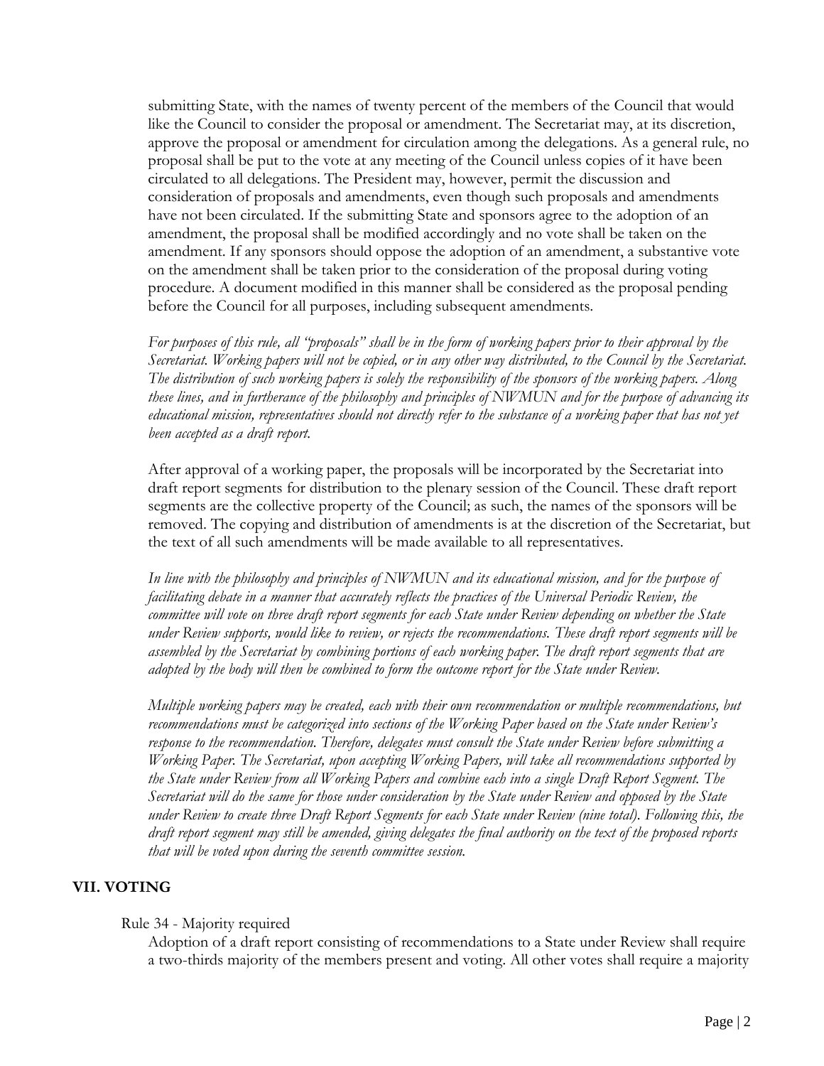submitting State, with the names of twenty percent of the members of the Council that would like the Council to consider the proposal or amendment. The Secretariat may, at its discretion, approve the proposal or amendment for circulation among the delegations. As a general rule, no proposal shall be put to the vote at any meeting of the Council unless copies of it have been circulated to all delegations. The President may, however, permit the discussion and consideration of proposals and amendments, even though such proposals and amendments have not been circulated. If the submitting State and sponsors agree to the adoption of an amendment, the proposal shall be modified accordingly and no vote shall be taken on the amendment. If any sponsors should oppose the adoption of an amendment, a substantive vote on the amendment shall be taken prior to the consideration of the proposal during voting procedure. A document modified in this manner shall be considered as the proposal pending before the Council for all purposes, including subsequent amendments.

*For purposes of this rule, all "proposals" shall be in the form of working papers prior to their approval by the Secretariat. Working papers will not be copied, or in any other way distributed, to the Council by the Secretariat. The distribution of such working papers is solely the responsibility of the sponsors of the working papers. Along these lines, and in furtherance of the philosophy and principles of NWMUN and for the purpose of advancing its educational mission, representatives should not directly refer to the substance of a working paper that has not yet been accepted as a draft report.*

After approval of a working paper, the proposals will be incorporated by the Secretariat into draft report segments for distribution to the plenary session of the Council. These draft report segments are the collective property of the Council; as such, the names of the sponsors will be removed. The copying and distribution of amendments is at the discretion of the Secretariat, but the text of all such amendments will be made available to all representatives.

*In line with the philosophy and principles of NWMUN and its educational mission, and for the purpose of facilitating debate in a manner that accurately reflects the practices of the Universal Periodic Review, the committee will vote on three draft report segments for each State under Review depending on whether the State under Review supports, would like to review, or rejects the recommendations. These draft report segments will be assembled by the Secretariat by combining portions of each working paper. The draft report segments that are adopted by the body will then be combined to form the outcome report for the State under Review.*

*Multiple working papers may be created, each with their own recommendation or multiple recommendations, but recommendations must be categorized into sections of the Working Paper based on the State under Review's response to the recommendation. Therefore, delegates must consult the State under Review before submitting a Working Paper. The Secretariat, upon accepting Working Papers, will take all recommendations supported by the State under Review from all Working Papers and combine each into a single Draft Report Segment. The Secretariat will do the same for those under consideration by the State under Review and opposed by the State under Review to create three Draft Report Segments for each State under Review (nine total). Following this, the draft report segment may still be amended, giving delegates the final authority on the text of the proposed reports that will be voted upon during the seventh committee session.*

## VII. VOTING

Rule 34 - Majority required

Adoption of a draft report consisting of recommendations to a State under Review shall require a two-thirds majority of the members present and voting. All other votes shall require a majority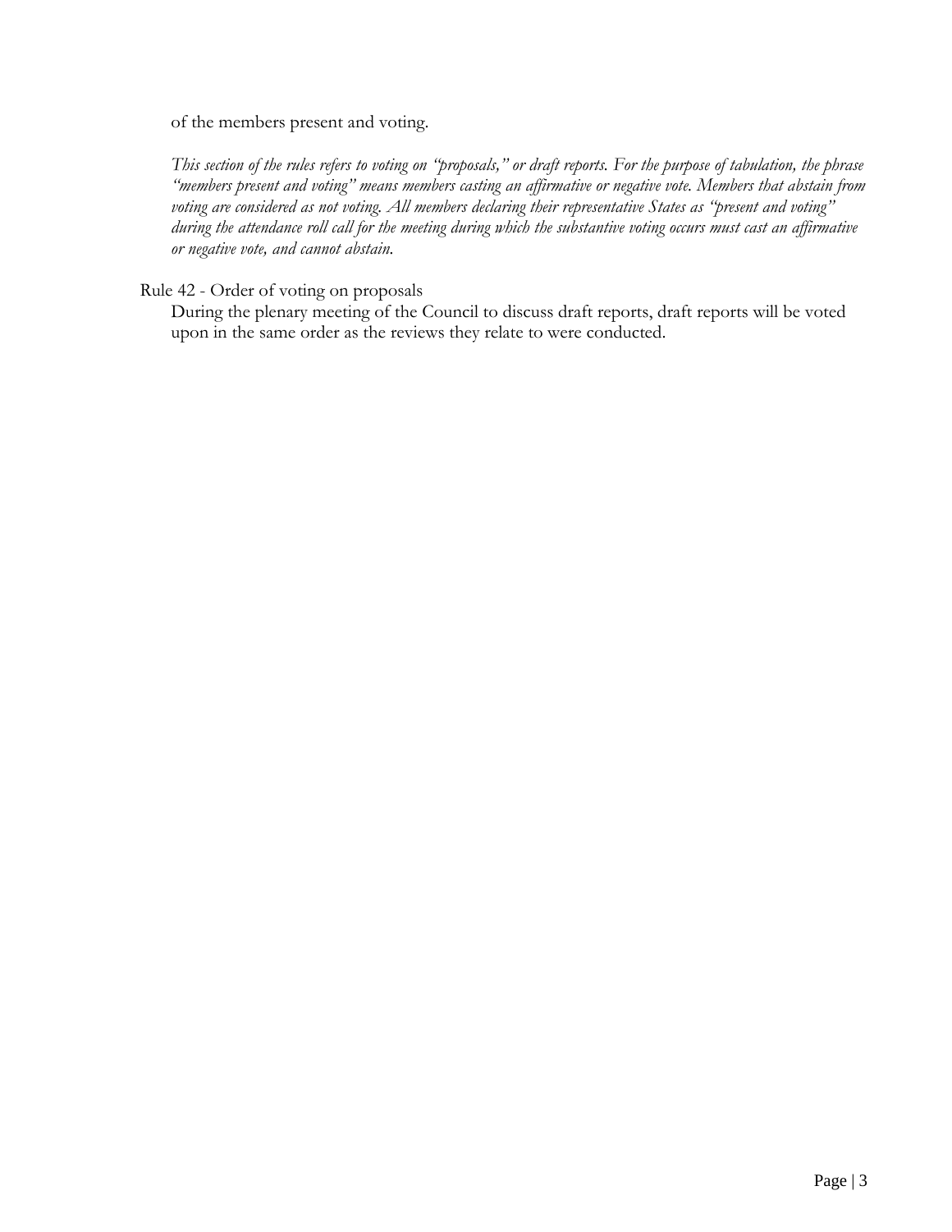of the members present and voting.

*This section of the rules refers to voting on "proposals," or draft reports. For the purpose of tabulation, the phrase "members present and voting" means members casting an affirmative or negative vote. Members that abstain from voting are considered as not voting. All members declaring their representative States as "present and voting" during the attendance roll call for the meeting during which the substantive voting occurs must cast an affirmative or negative vote, and cannot abstain.*

Rule 42 - Order of voting on proposals

During the plenary meeting of the Council to discuss draft reports, draft reports will be voted upon in the same order as the reviews they relate to were conducted.